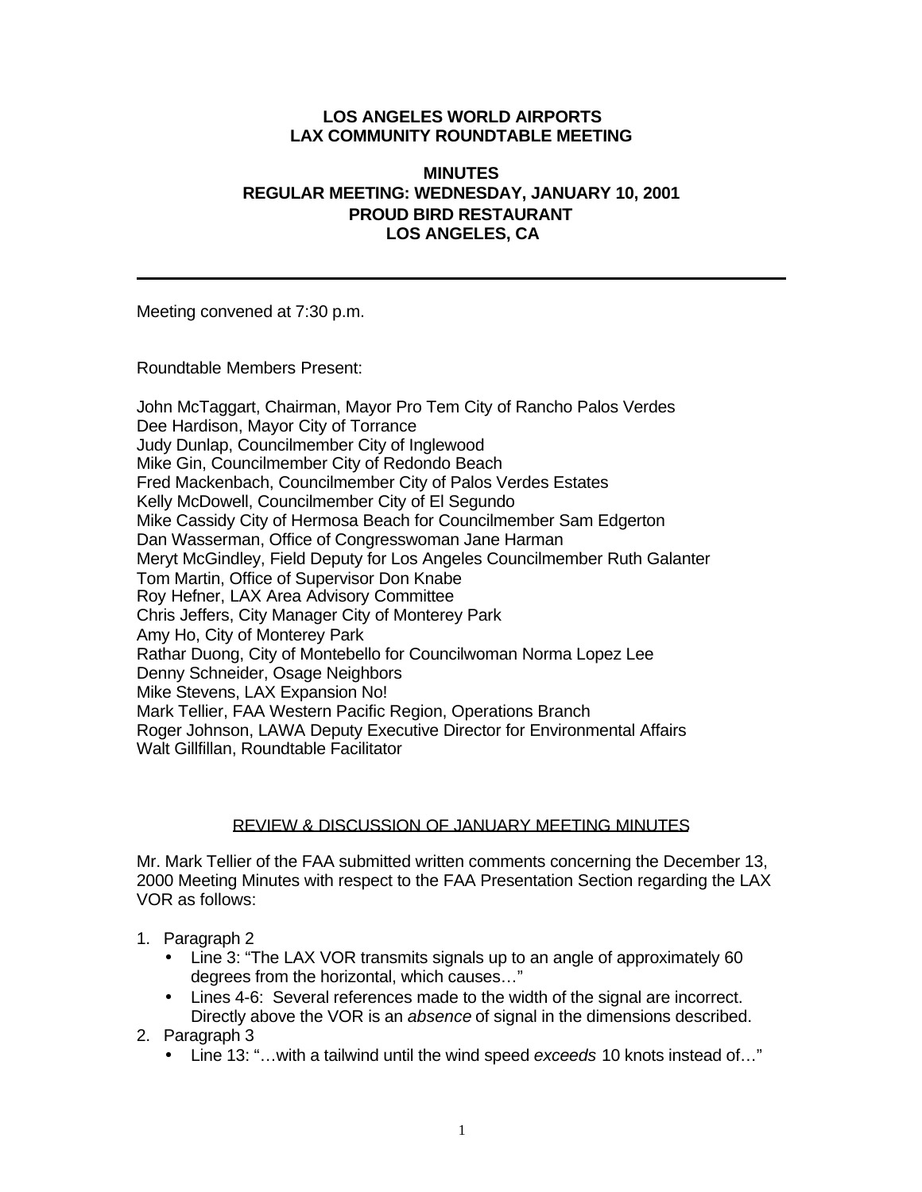**LOS ANGELES WORLD AIRPORTS**
**LAX COMMUNITY ROUNDTABLE MEETING**

**MINUTES**
**REGULAR MEETING: WEDNESDAY, JANUARY 10, 2001**
**PROUD BIRD RESTAURANT**
**LOS ANGELES, CA**

---

Meeting convened at 7:30 p.m.

Roundtable Members Present:

John McTaggart, Chairman, Mayor Pro Tem City of Rancho Palos Verdes
Dee Hardison, Mayor City of Torrance
Judy Dunlap, Councilmember City of Inglewood
Mike Gin, Councilmember City of Redondo Beach
Fred Mackenbach, Councilmember City of Palos Verdes Estates
Kelly McDowell, Councilmember City of El Segundo
Mike Cassidy City of Hermosa Beach for Councilmember Sam Edgerton
Dan Wasserman, Office of Congresswoman Jane Harman
Meryt McGindley, Field Deputy for Los Angeles Councilmember Ruth Galanter
Tom Martin, Office of Supervisor Don Knabe
Roy Hefner, LAX Area Advisory Committee
Chris Jeffers, City Manager City of Monterey Park
Amy Ho, City of Monterey Park
Rathar Duong, City of Montebello for Councilwoman Norma Lopez Lee
Denny Schneider, Osage Neighbors
Mike Stevens, LAX Expansion No!
Mark Tellier, FAA Western Pacific Region, Operations Branch
Roger Johnson, LAWA Deputy Executive Director for Environmental Affairs
Walt Gillfillan, Roundtable Facilitator

REVIEW & DISCUSSION OF JANUARY MEETING MINUTES

Mr. Mark Tellier of the FAA submitted written comments concerning the December 13, 2000 Meeting Minutes with respect to the FAA Presentation Section regarding the LAX VOR as follows:

1. Paragraph 2
   - Line 3: "The LAX VOR transmits signals up to an angle of approximately 60 degrees from the horizontal, which causes…"
   - Lines 4-6: Several references made to the width of the signal are incorrect. Directly above the VOR is an *absence* of signal in the dimensions described.
2. Paragraph 3
   - Line 13: "…with a tailwind until the wind speed *exceeds* 10 knots instead of…"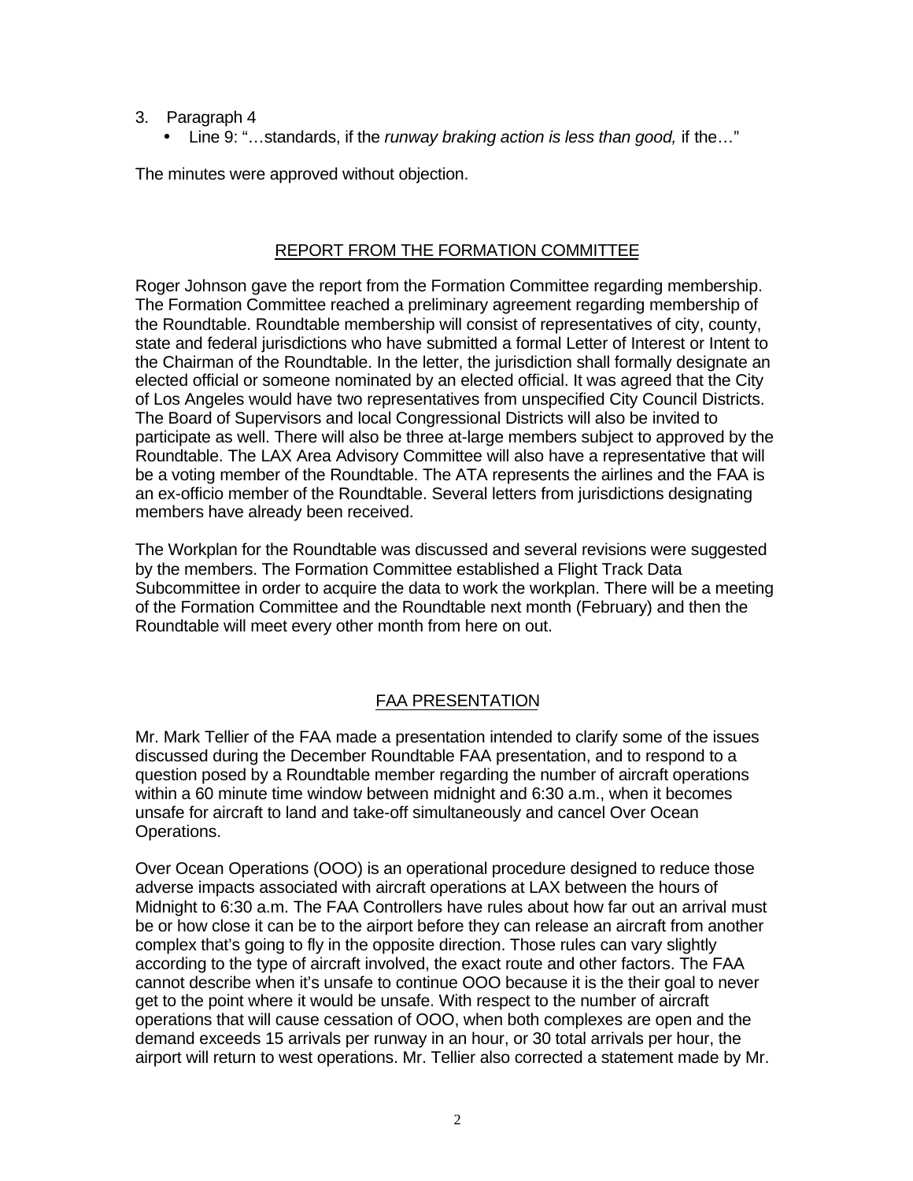3. Paragraph 4
   - Line 9: "…standards, if the *runway braking action is less than good,* if the…"

The minutes were approved without objection.

## REPORT FROM THE FORMATION COMMITTEE

Roger Johnson gave the report from the Formation Committee regarding membership. The Formation Committee reached a preliminary agreement regarding membership of the Roundtable. Roundtable membership will consist of representatives of city, county, state and federal jurisdictions who have submitted a formal Letter of Interest or Intent to the Chairman of the Roundtable. In the letter, the jurisdiction shall formally designate an elected official or someone nominated by an elected official. It was agreed that the City of Los Angeles would have two representatives from unspecified City Council Districts. The Board of Supervisors and local Congressional Districts will also be invited to participate as well. There will also be three at-large members subject to approved by the Roundtable. The LAX Area Advisory Committee will also have a representative that will be a voting member of the Roundtable. The ATA represents the airlines and the FAA is an ex-officio member of the Roundtable. Several letters from jurisdictions designating members have already been received.

The Workplan for the Roundtable was discussed and several revisions were suggested by the members. The Formation Committee established a Flight Track Data Subcommittee in order to acquire the data to work the workplan. There will be a meeting of the Formation Committee and the Roundtable next month (February) and then the Roundtable will meet every other month from here on out.

## FAA PRESENTATION

Mr. Mark Tellier of the FAA made a presentation intended to clarify some of the issues discussed during the December Roundtable FAA presentation, and to respond to a question posed by a Roundtable member regarding the number of aircraft operations within a 60 minute time window between midnight and 6:30 a.m., when it becomes unsafe for aircraft to land and take-off simultaneously and cancel Over Ocean Operations.

Over Ocean Operations (OOO) is an operational procedure designed to reduce those adverse impacts associated with aircraft operations at LAX between the hours of Midnight to 6:30 a.m. The FAA Controllers have rules about how far out an arrival must be or how close it can be to the airport before they can release an aircraft from another complex that's going to fly in the opposite direction. Those rules can vary slightly according to the type of aircraft involved, the exact route and other factors. The FAA cannot describe when it's unsafe to continue OOO because it is the their goal to never get to the point where it would be unsafe. With respect to the number of aircraft operations that will cause cessation of OOO, when both complexes are open and the demand exceeds 15 arrivals per runway in an hour, or 30 total arrivals per hour, the airport will return to west operations. Mr. Tellier also corrected a statement made by Mr.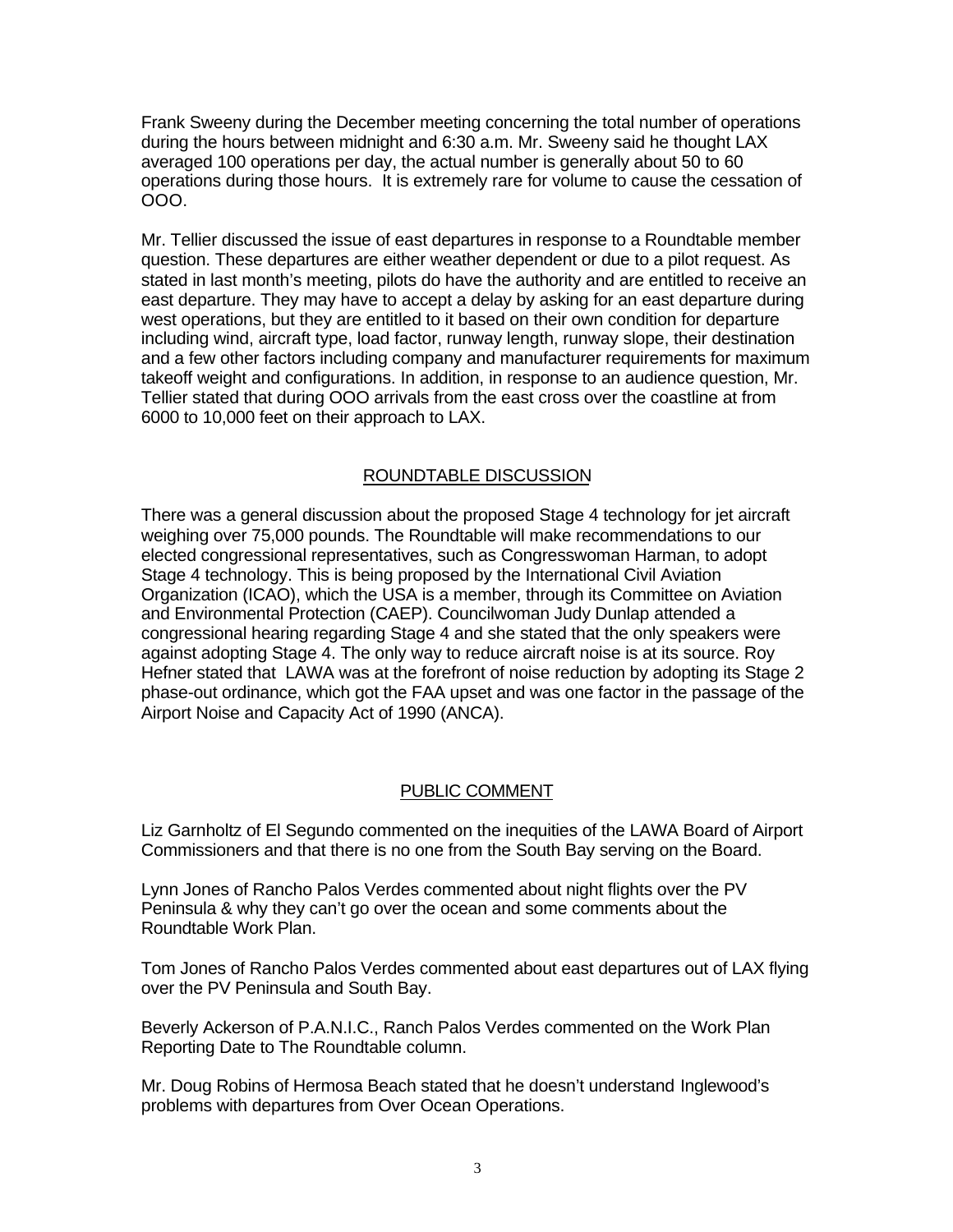Frank Sweeny during the December meeting concerning the total number of operations during the hours between midnight and 6:30 a.m. Mr. Sweeny said he thought LAX averaged 100 operations per day, the actual number is generally about 50 to 60 operations during those hours.  It is extremely rare for volume to cause the cessation of OOO.

Mr. Tellier discussed the issue of east departures in response to a Roundtable member question. These departures are either weather dependent or due to a pilot request. As stated in last month's meeting, pilots do have the authority and are entitled to receive an east departure. They may have to accept a delay by asking for an east departure during west operations, but they are entitled to it based on their own condition for departure including wind, aircraft type, load factor, runway length, runway slope, their destination and a few other factors including company and manufacturer requirements for maximum takeoff weight and configurations. In addition, in response to an audience question, Mr. Tellier stated that during OOO arrivals from the east cross over the coastline at from 6000 to 10,000 feet on their approach to LAX.

## ROUNDTABLE DISCUSSION

There was a general discussion about the proposed Stage 4 technology for jet aircraft weighing over 75,000 pounds. The Roundtable will make recommendations to our elected congressional representatives, such as Congresswoman Harman, to adopt Stage 4 technology. This is being proposed by the International Civil Aviation Organization (ICAO), which the USA is a member, through its Committee on Aviation and Environmental Protection (CAEP). Councilwoman Judy Dunlap attended a congressional hearing regarding Stage 4 and she stated that the only speakers were against adopting Stage 4. The only way to reduce aircraft noise is at its source. Roy Hefner stated that  LAWA was at the forefront of noise reduction by adopting its Stage 2 phase-out ordinance, which got the FAA upset and was one factor in the passage of the Airport Noise and Capacity Act of 1990 (ANCA).

## PUBLIC COMMENT

Liz Garnholtz of El Segundo commented on the inequities of the LAWA Board of Airport Commissioners and that there is no one from the South Bay serving on the Board.

Lynn Jones of Rancho Palos Verdes commented about night flights over the PV Peninsula & why they can't go over the ocean and some comments about the Roundtable Work Plan.

Tom Jones of Rancho Palos Verdes commented about east departures out of LAX flying over the PV Peninsula and South Bay.

Beverly Ackerson of P.A.N.I.C., Ranch Palos Verdes commented on the Work Plan Reporting Date to The Roundtable column.

Mr. Doug Robins of Hermosa Beach stated that he doesn't understand Inglewood's problems with departures from Over Ocean Operations.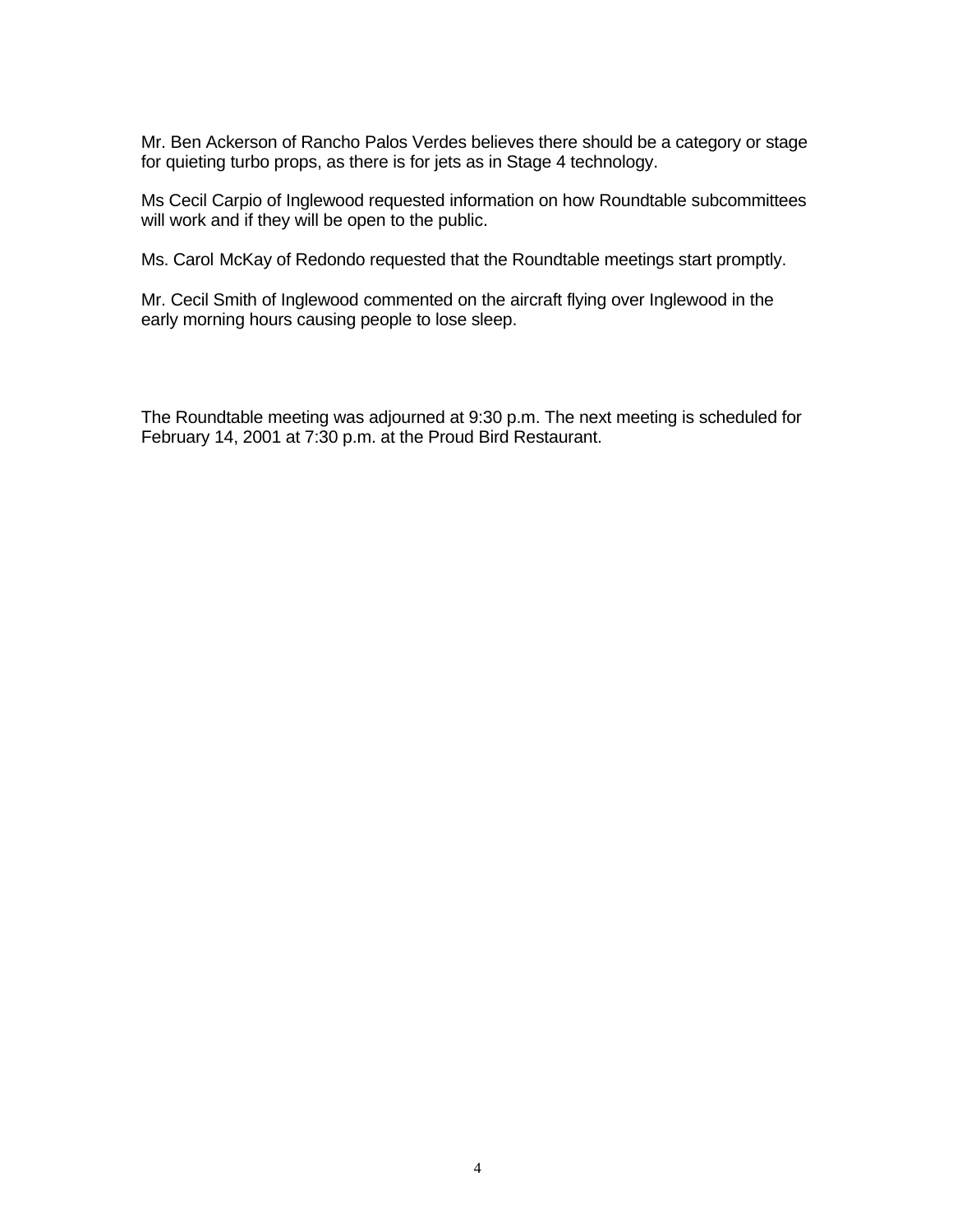Mr. Ben Ackerson of Rancho Palos Verdes believes there should be a category or stage for quieting turbo props, as there is for jets as in Stage 4 technology.

Ms Cecil Carpio of Inglewood requested information on how Roundtable subcommittees will work and if they will be open to the public.

Ms. Carol McKay of Redondo requested that the Roundtable meetings start promptly.

Mr. Cecil Smith of Inglewood commented on the aircraft flying over Inglewood in the early morning hours causing people to lose sleep.

The Roundtable meeting was adjourned at 9:30 p.m. The next meeting is scheduled for February 14, 2001 at 7:30 p.m. at the Proud Bird Restaurant.